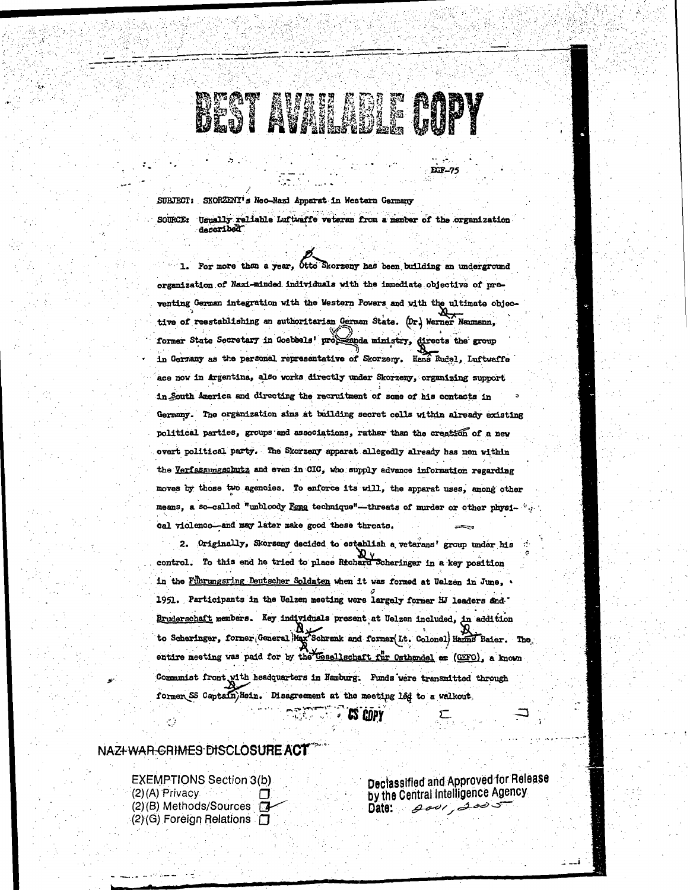# BEST AVAILABLE COPY

EGF-75

SUBJECT: SKORZENY's Neo-Nazi Apparat in Western Germany

SOURCE: Usually reliable Luftwaffe veteran from a member of the organization described

1. For more than a year, Otto Skorzeny has been building an underground organization of Nazi-minded individuals with the immediate objective of preventing German integration with the Western Powers and with the ultimate objective of reestablishing an authoritarian German State. (Dr.) Werner Naumann, former State Secretary in Goebbels' propaganda ministry, directs the group in Germany as the personal representative of Skorzeny. Hans Rudel, Luftwaffe ace now in Argentina, also works directly under Skorzeny, organizing support in South America and directing the recruitment of some of his contacts in Germany. The organization aims at building secret cells within already existing political parties, groups and associations, rather than the creation of a new overt political party. The Skorzeny apparat allegedly already has men within the Verfassungschutz and even in CIC, who supply advance information regarding moves by those two agencies. To enforce its will, the apparat uses, among other means, a so-called "unbloody Feme technique"—threats of murder or other physical violence—and may later make good these threats.

2. Originally, Skorzeny decided to establish a veterans' group under his control. To this end he tried to place Richard Scheringer in a key position in the Führungsring Deutscher Soldaten when it was formed at Uelzen in June, 1951. Participants in the Uelzen meeting were largely former HJ leaders and Bruderschaft members. Key individuals present at Uelzen included, in addition to Scheringer, former General Max Schrank and former Lt. Colonel Hanns Baier. The entire meeting was paid for by the Gesellschaft für Osthandel or (GEFO), a known Communist front with headquarters in Hamburg. Funds were transmitted through former SS Captain Hein. Disagreement at the meeting led to a walkout,

CS COPY

NAZI WAR CRIMES DISCLOSURE ACT

EXEMPTIONS Section 3(b)
(2)(A) Privacy ☐
(2)(B) Methods/Sources ☑
(2)(G) Foreign Relations ☐

Declassified and Approved for Release by the Central Intelligence Agency
Date: 2001, 2005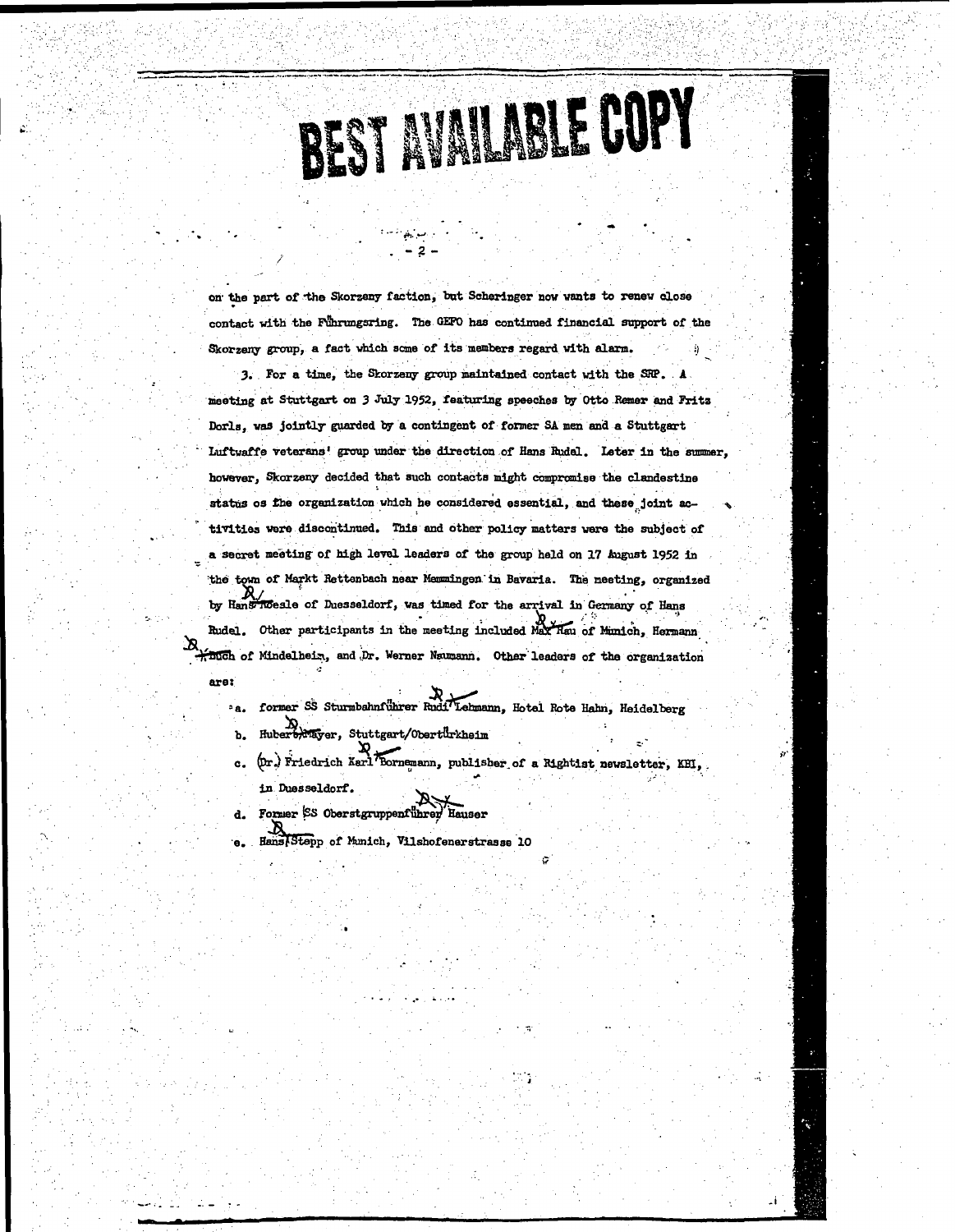BEST AVAILABLE COPY

on the part of the Skorzeny faction, but Scheringer now wants to renew close contact with the Führungsring. The GEFO has continued financial support of the Skorzeny group, a fact which some of its members regard with alarm.

3. For a time, the Skorzeny group maintained contact with the SRP. A meeting at Stuttgart on 3 July 1952, featuring speeches by Otto Remer and Fritz Dorls, was jointly guarded by a contingent of former SA men and a Stuttgart Luftwaffe veterans' group under the direction of Hans Rudel. Later in the summer, however, Skorzeny decided that such contacts might compromise the clandestine status os the organization which he considered essential, and these joint activities were discontinued. This and other policy matters were the subject of a secret meeting of high level leaders of the group held on 17 August 1952 in the town of Markt Rettenbach near Memmingen in Bavaria. The meeting, organized by Hans Roesle of Duesseldorf, was timed for the arrival in Germany of Hans Rudel. Other participants in the meeting included Max Rau of Munich, Hermann Kuch of Mindelheim, and Dr. Werner Naumann. Other leaders of the organization are:

a. former SS Sturmbahnführer Rudi Lehmann, Hotel Rote Hahn, Heidelberg

b. Hubert Mayer, Stuttgart/Obertürkheim

c. (Dr.) Friedrich Karl Bornemann, publisher of a Rightist newsletter, KEI, in Duesseldorf.

d. Former SS Oberstgruppenführer Hauser

e. Hans Stepp of Munich, Vilshofenerstrasse 10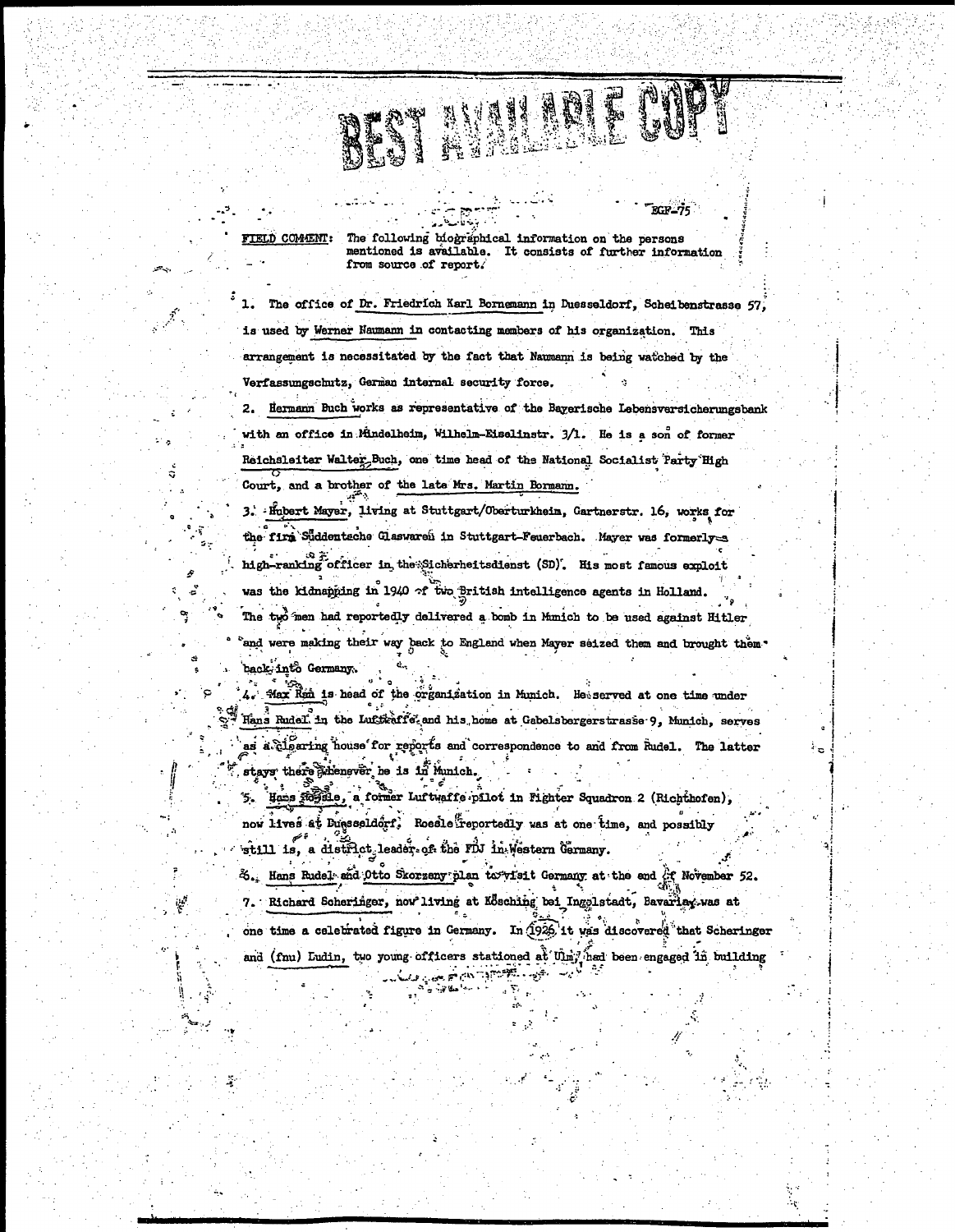BEST AVAILABLE COPY

EGF-75

FIELD COMMENT: The following biographical information on the persons mentioned is available. It consists of further information from source of report.

1. The office of Dr. Friedrich Karl Bornemann in Duesseldorf, Scheibenstrasse 57, is used by Werner Naumann in contacting members of his organization. This arrangement is necessitated by the fact that Naumann is being watched by the Verfassungschutz, German internal security force.

2. Hermann Buch works as representative of the Bayerische Lebensversicherungsbank with an office in Mindelheim, Wilhelm-Eiselinstr. 3/1. He is a son of former Reichsleiter Walter Buch, one time head of the National Socialist Party High Court, and a brother of the late Mrs. Martin Bormann.

3. Hubert Mayer, living at Stuttgart/Oberturkheim, Gartnerstr. 16, works for the firm Süddeutsche Glaswaren in Stuttgart-Feuerbach. Mayer was formerly a high-ranking officer in the Sicherheitsdienst (SD). His most famous exploit was the kidnapping in 1940 of two British intelligence agents in Holland. The two men had reportedly delivered a bomb in Munich to be used against Hitler and were making their way back to England when Mayer seized them and brought them back into Germany.

4. Max Rau is head of the organization in Munich. He served at one time under Hans Rudel in the Luftwaffe and his home at Gabelsbergerstrasse 9, Munich, serves as a clearing house for reports and correspondence to and from Rudel. The latter stays there whenever he is in Munich.

5. Hans Roesle, a former Luftwaffe pilot in Fighter Squadron 2 (Richthofen), now lives at Duesseldorf. Roesle reportedly was at one time, and possibly still is, a district leader of the FDJ in Western Germany.

6. Hans Rudel and Otto Skorzeny plan to visit Germany at the end of November 52.

7. Richard Scheringer, now living at Kösching bei Ingolstadt, Bavaria, was at one time a celebrated figure in Germany. In 1926 it was discovered that Scheringer and (fnu) Ludin, two young officers stationed at Ulm, had been engaged in building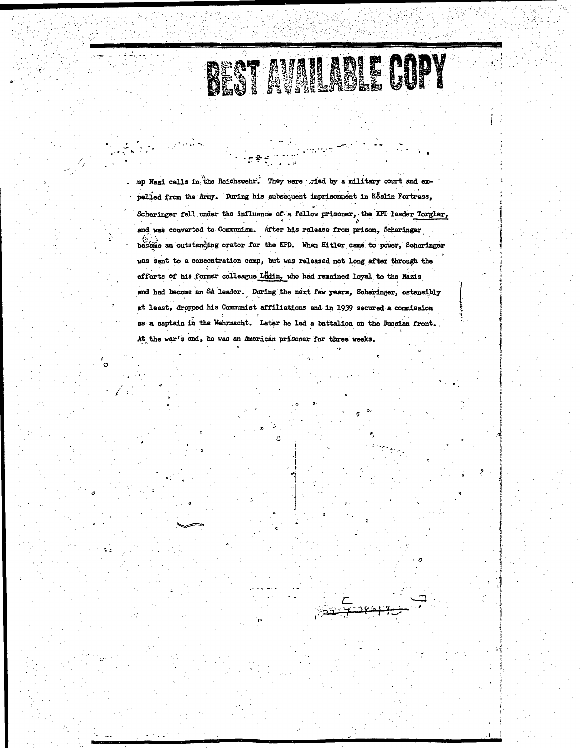# BEST AVAILABLE COPY

up Nazi cells in the Reichswehr. They were tried by a military court and expelled from the Army. During his subsequent imprisonment in Köslin Fortress, Scheringer fell under the influence of a fellow prisoner, the KPD leader Torgler, and was converted to Communism. After his release from prison, Scheringer became an outstanding orator for the KPD. When Hitler came to power, Scheringer was sent to a concentration camp, but was released not long after through the efforts of his former colleague Lüdin, who had remained loyal to the Nazis and had become an SA leader. During the next few years, Scheringer, ostensibly at least, dropped his Communist affiliations and in 1939 secured a commission as a captain in the Wehrmacht. Later he led a battalion on the Russian front. At the war's end, he was an American prisoner for three weeks.